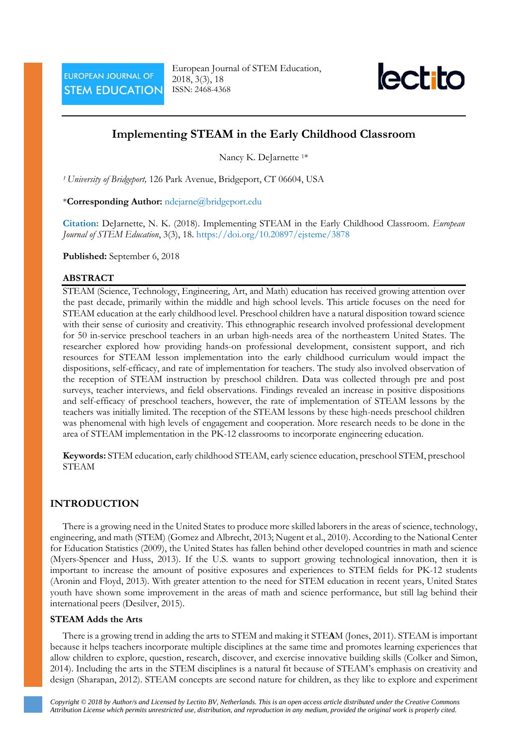European Journal of STEM Education, 2018, 3(3), 18
ISSN: 2468-4368

# Implementing STEAM in the Early Childhood Classroom

Nancy K. DeJarnette [1]*

[1] *University of Bridgeport,* 126 Park Avenue, Bridgeport, CT 06604, USA

***Corresponding Author:** ndejarne@bridgeport.edu

**Citation:** DeJarnette, N. K. (2018). Implementing STEAM in the Early Childhood Classroom. *European Journal of STEM Education*, 3(3), 18. https://doi.org/10.20897/ejsteme/3878

**Published:** September 6, 2018

## ABSTRACT

STEAM (Science, Technology, Engineering, Art, and Math) education has received growing attention over the past decade, primarily within the middle and high school levels. This article focuses on the need for STEAM education at the early childhood level. Preschool children have a natural disposition toward science with their sense of curiosity and creativity. This ethnographic research involved professional development for 50 in-service preschool teachers in an urban high-needs area of the northeastern United States. The researcher explored how providing hands-on professional development, consistent support, and rich resources for STEAM lesson implementation into the early childhood curriculum would impact the dispositions, self-efficacy, and rate of implementation for teachers. The study also involved observation of the reception of STEAM instruction by preschool children. Data was collected through pre and post surveys, teacher interviews, and field observations. Findings revealed an increase in positive dispositions and self-efficacy of preschool teachers, however, the rate of implementation of STEAM lessons by the teachers was initially limited. The reception of the STEAM lessons by these high-needs preschool children was phenomenal with high levels of engagement and cooperation. More research needs to be done in the area of STEAM implementation in the PK-12 classrooms to incorporate engineering education.

**Keywords:** STEM education, early childhood STEAM, early science education, preschool STEM, preschool STEAM

## INTRODUCTION

There is a growing need in the United States to produce more skilled laborers in the areas of science, technology, engineering, and math (STEM) (Gomez and Albrecht, 2013; Nugent et al., 2010). According to the National Center for Education Statistics (2009), the United States has fallen behind other developed countries in math and science (Myers-Spencer and Huss, 2013). If the U.S. wants to support growing technological innovation, then it is important to increase the amount of positive exposures and experiences to STEM fields for PK-12 students (Aronin and Floyd, 2013). With greater attention to the need for STEM education in recent years, United States youth have shown some improvement in the areas of math and science performance, but still lag behind their international peers (Desilver, 2015).

### STEAM Adds the Arts

There is a growing trend in adding the arts to STEM and making it STE**A**M (Jones, 2011). STEAM is important because it helps teachers incorporate multiple disciplines at the same time and promotes learning experiences that allow children to explore, question, research, discover, and exercise innovative building skills (Colker and Simon, 2014). Including the arts in the STEM disciplines is a natural fit because of STEAM's emphasis on creativity and design (Sharapan, 2012). STEAM concepts are second nature for children, as they like to explore and experiment

*Copyright © 2018 by Author/s and Licensed by Lectito BV, Netherlands. This is an open access article distributed under the Creative Commons Attribution License which permits unrestricted use, distribution, and reproduction in any medium, provided the original work is properly cited.*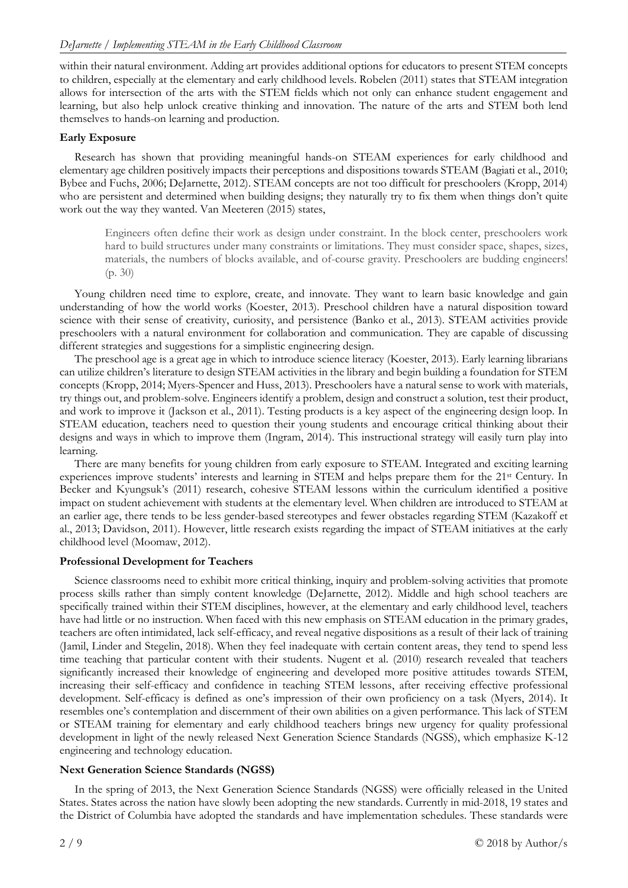within their natural environment. Adding art provides additional options for educators to present STEM concepts to children, especially at the elementary and early childhood levels. Robelen (2011) states that STEAM integration allows for intersection of the arts with the STEM fields which not only can enhance student engagement and learning, but also help unlock creative thinking and innovation. The nature of the arts and STEM both lend themselves to hands-on learning and production.

### Early Exposure

Research has shown that providing meaningful hands-on STEAM experiences for early childhood and elementary age children positively impacts their perceptions and dispositions towards STEAM (Bagiati et al., 2010; Bybee and Fuchs, 2006; DeJarnette, 2012). STEAM concepts are not too difficult for preschoolers (Kropp, 2014) who are persistent and determined when building designs; they naturally try to fix them when things don't quite work out the way they wanted. Van Meeteren (2015) states,

> Engineers often define their work as design under constraint. In the block center, preschoolers work hard to build structures under many constraints or limitations. They must consider space, shapes, sizes, materials, the numbers of blocks available, and of-course gravity. Preschoolers are budding engineers! (p. 30)

Young children need time to explore, create, and innovate. They want to learn basic knowledge and gain understanding of how the world works (Koester, 2013). Preschool children have a natural disposition toward science with their sense of creativity, curiosity, and persistence (Banko et al., 2013). STEAM activities provide preschoolers with a natural environment for collaboration and communication. They are capable of discussing different strategies and suggestions for a simplistic engineering design.

The preschool age is a great age in which to introduce science literacy (Koester, 2013). Early learning librarians can utilize children's literature to design STEAM activities in the library and begin building a foundation for STEM concepts (Kropp, 2014; Myers-Spencer and Huss, 2013). Preschoolers have a natural sense to work with materials, try things out, and problem-solve. Engineers identify a problem, design and construct a solution, test their product, and work to improve it (Jackson et al., 2011). Testing products is a key aspect of the engineering design loop. In STEAM education, teachers need to question their young students and encourage critical thinking about their designs and ways in which to improve them (Ingram, 2014). This instructional strategy will easily turn play into learning.

There are many benefits for young children from early exposure to STEAM. Integrated and exciting learning experiences improve students' interests and learning in STEM and helps prepare them for the 21st Century. In Becker and Kyungsuk's (2011) research, cohesive STEAM lessons within the curriculum identified a positive impact on student achievement with students at the elementary level. When children are introduced to STEAM at an earlier age, there tends to be less gender-based stereotypes and fewer obstacles regarding STEM (Kazakoff et al., 2013; Davidson, 2011). However, little research exists regarding the impact of STEAM initiatives at the early childhood level (Moomaw, 2012).

### Professional Development for Teachers

Science classrooms need to exhibit more critical thinking, inquiry and problem-solving activities that promote process skills rather than simply content knowledge (DeJarnette, 2012). Middle and high school teachers are specifically trained within their STEM disciplines, however, at the elementary and early childhood level, teachers have had little or no instruction. When faced with this new emphasis on STEAM education in the primary grades, teachers are often intimidated, lack self-efficacy, and reveal negative dispositions as a result of their lack of training (Jamil, Linder and Stegelin, 2018). When they feel inadequate with certain content areas, they tend to spend less time teaching that particular content with their students. Nugent et al. (2010) research revealed that teachers significantly increased their knowledge of engineering and developed more positive attitudes towards STEM, increasing their self-efficacy and confidence in teaching STEM lessons, after receiving effective professional development. Self-efficacy is defined as one's impression of their own proficiency on a task (Myers, 2014). It resembles one's contemplation and discernment of their own abilities on a given performance. This lack of STEM or STEAM training for elementary and early childhood teachers brings new urgency for quality professional development in light of the newly released Next Generation Science Standards (NGSS), which emphasize K-12 engineering and technology education.

### Next Generation Science Standards (NGSS)

In the spring of 2013, the Next Generation Science Standards (NGSS) were officially released in the United States. States across the nation have slowly been adopting the new standards. Currently in mid-2018, 19 states and the District of Columbia have adopted the standards and have implementation schedules. These standards were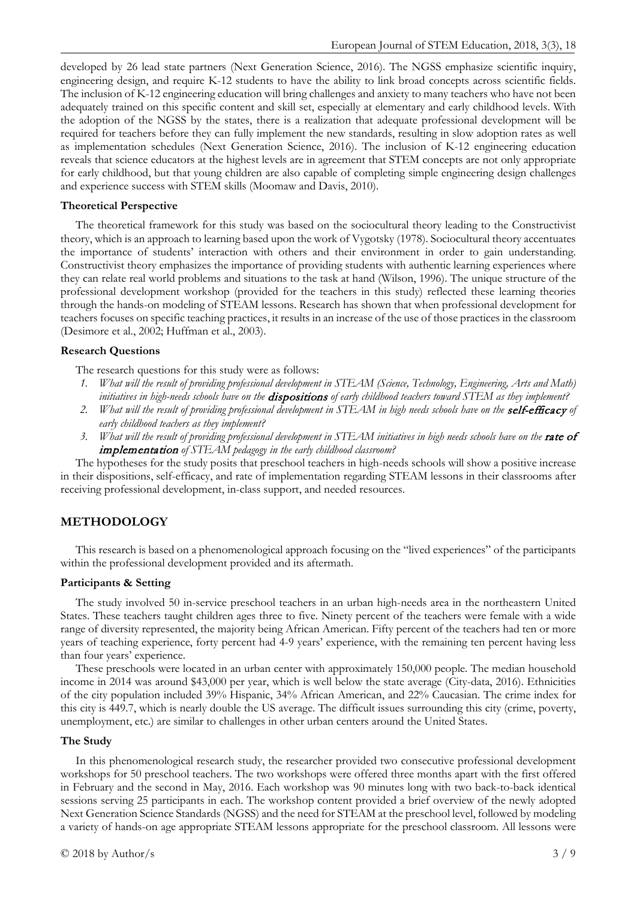developed by 26 lead state partners (Next Generation Science, 2016). The NGSS emphasize scientific inquiry, engineering design, and require K-12 students to have the ability to link broad concepts across scientific fields. The inclusion of K-12 engineering education will bring challenges and anxiety to many teachers who have not been adequately trained on this specific content and skill set, especially at elementary and early childhood levels. With the adoption of the NGSS by the states, there is a realization that adequate professional development will be required for teachers before they can fully implement the new standards, resulting in slow adoption rates as well as implementation schedules (Next Generation Science, 2016). The inclusion of K-12 engineering education reveals that science educators at the highest levels are in agreement that STEM concepts are not only appropriate for early childhood, but that young children are also capable of completing simple engineering design challenges and experience success with STEM skills (Moomaw and Davis, 2010).

### Theoretical Perspective

The theoretical framework for this study was based on the sociocultural theory leading to the Constructivist theory, which is an approach to learning based upon the work of Vygotsky (1978). Sociocultural theory accentuates the importance of students' interaction with others and their environment in order to gain understanding. Constructivist theory emphasizes the importance of providing students with authentic learning experiences where they can relate real world problems and situations to the task at hand (Wilson, 1996). The unique structure of the professional development workshop (provided for the teachers in this study) reflected these learning theories through the hands-on modeling of STEAM lessons. Research has shown that when professional development for teachers focuses on specific teaching practices, it results in an increase of the use of those practices in the classroom (Desimore et al., 2002; Huffman et al., 2003).

### Research Questions

The research questions for this study were as follows:

1. *What will the result of providing professional development in STEAM (Science, Technology, Engineering, Arts and Math) initiatives in high-needs schools have on the* ***dispositions*** *of early childhood teachers toward STEM as they implement?*
2. *What will the result of providing professional development in STEAM in high needs schools have on the* ***self-efficacy*** *of early childhood teachers as they implement?*
3. *What will the result of providing professional development in STEAM initiatives in high needs schools have on the* ***rate of implementation*** *of STEAM pedagogy in the early childhood classroom?*

The hypotheses for the study posits that preschool teachers in high-needs schools will show a positive increase in their dispositions, self-efficacy, and rate of implementation regarding STEAM lessons in their classrooms after receiving professional development, in-class support, and needed resources.

## METHODOLOGY

This research is based on a phenomenological approach focusing on the "lived experiences" of the participants within the professional development provided and its aftermath.

### Participants & Setting

The study involved 50 in-service preschool teachers in an urban high-needs area in the northeastern United States. These teachers taught children ages three to five. Ninety percent of the teachers were female with a wide range of diversity represented, the majority being African American. Fifty percent of the teachers had ten or more years of teaching experience, forty percent had 4-9 years' experience, with the remaining ten percent having less than four years' experience.

These preschools were located in an urban center with approximately 150,000 people. The median household income in 2014 was around $43,000 per year, which is well below the state average (City-data, 2016). Ethnicities of the city population included 39% Hispanic, 34% African American, and 22% Caucasian. The crime index for this city is 449.7, which is nearly double the US average. The difficult issues surrounding this city (crime, poverty, unemployment, etc.) are similar to challenges in other urban centers around the United States.

### The Study

In this phenomenological research study, the researcher provided two consecutive professional development workshops for 50 preschool teachers. The two workshops were offered three months apart with the first offered in February and the second in May, 2016. Each workshop was 90 minutes long with two back-to-back identical sessions serving 25 participants in each. The workshop content provided a brief overview of the newly adopted Next Generation Science Standards (NGSS) and the need for STEAM at the preschool level, followed by modeling a variety of hands-on age appropriate STEAM lessons appropriate for the preschool classroom. All lessons were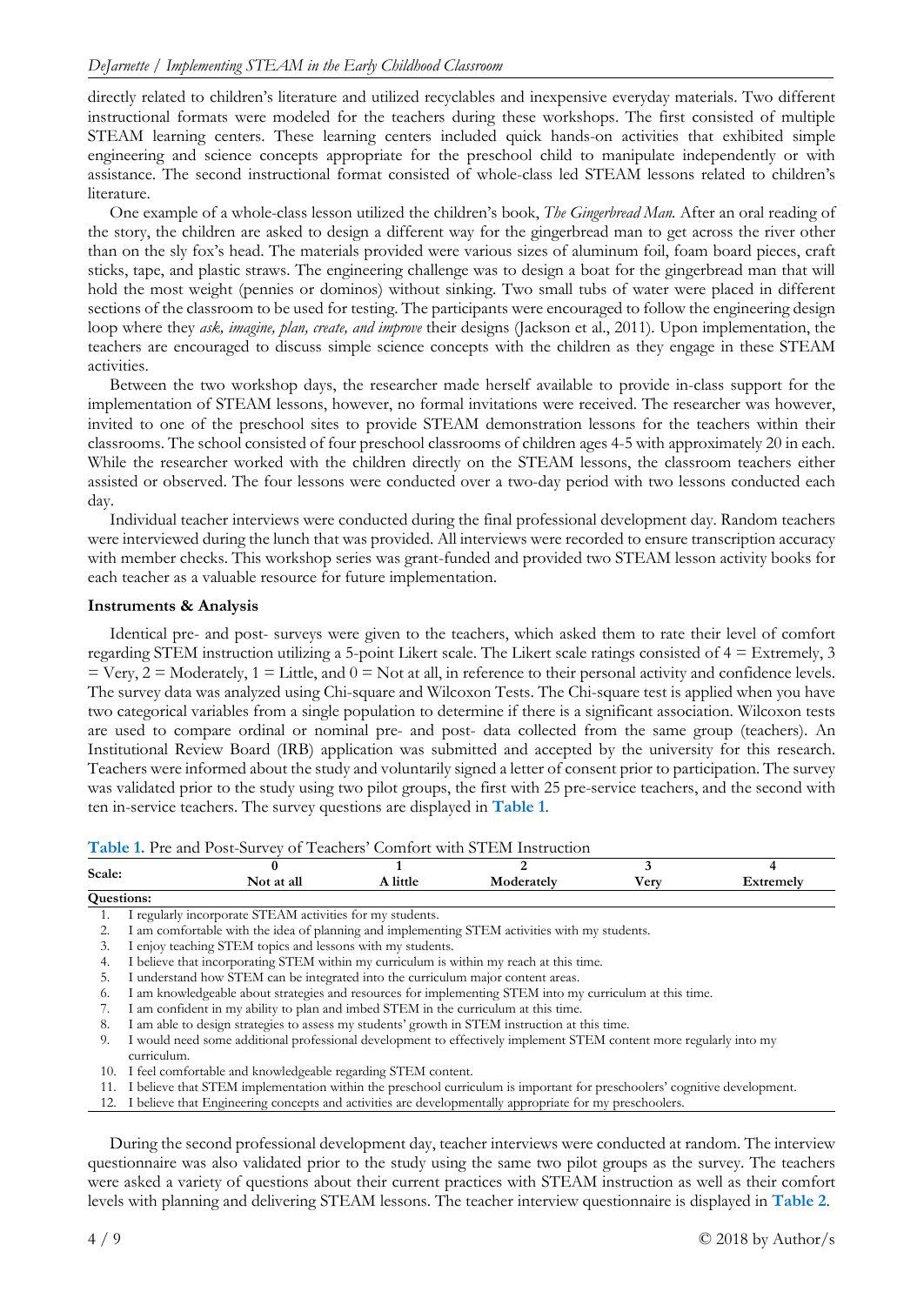directly related to children's literature and utilized recyclables and inexpensive everyday materials. Two different instructional formats were modeled for the teachers during these workshops. The first consisted of multiple STEAM learning centers. These learning centers included quick hands-on activities that exhibited simple engineering and science concepts appropriate for the preschool child to manipulate independently or with assistance. The second instructional format consisted of whole-class led STEAM lessons related to children's literature.

One example of a whole-class lesson utilized the children's book, *The Gingerbread Man.* After an oral reading of the story, the children are asked to design a different way for the gingerbread man to get across the river other than on the sly fox's head. The materials provided were various sizes of aluminum foil, foam board pieces, craft sticks, tape, and plastic straws. The engineering challenge was to design a boat for the gingerbread man that will hold the most weight (pennies or dominos) without sinking. Two small tubs of water were placed in different sections of the classroom to be used for testing. The participants were encouraged to follow the engineering design loop where they *ask, imagine, plan, create, and improve* their designs (Jackson et al., 2011). Upon implementation, the teachers are encouraged to discuss simple science concepts with the children as they engage in these STEAM activities.

Between the two workshop days, the researcher made herself available to provide in-class support for the implementation of STEAM lessons, however, no formal invitations were received. The researcher was however, invited to one of the preschool sites to provide STEAM demonstration lessons for the teachers within their classrooms. The school consisted of four preschool classrooms of children ages 4-5 with approximately 20 in each. While the researcher worked with the children directly on the STEAM lessons, the classroom teachers either assisted or observed. The four lessons were conducted over a two-day period with two lessons conducted each day.

Individual teacher interviews were conducted during the final professional development day. Random teachers were interviewed during the lunch that was provided. All interviews were recorded to ensure transcription accuracy with member checks. This workshop series was grant-funded and provided two STEAM lesson activity books for each teacher as a valuable resource for future implementation.

**Instruments & Analysis**

Identical pre- and post- surveys were given to the teachers, which asked them to rate their level of comfort regarding STEM instruction utilizing a 5-point Likert scale. The Likert scale ratings consisted of 4 = Extremely, 3 = Very, 2 = Moderately, 1 = Little, and 0 = Not at all, in reference to their personal activity and confidence levels. The survey data was analyzed using Chi-square and Wilcoxon Tests. The Chi-square test is applied when you have two categorical variables from a single population to determine if there is a significant association. Wilcoxon tests are used to compare ordinal or nominal pre- and post- data collected from the same group (teachers). An Institutional Review Board (IRB) application was submitted and accepted by the university for this research. Teachers were informed about the study and voluntarily signed a letter of consent prior to participation. The survey was validated prior to the study using two pilot groups, the first with 25 pre-service teachers, and the second with ten in-service teachers. The survey questions are displayed in **Table 1**.

**Table 1.** Pre and Post-Survey of Teachers' Comfort with STEM Instruction

| Scale: | 0<br>Not at all | 1<br>A little | 2<br>Moderately | 3<br>Very | 4<br>Extremely |
|---|---|---|---|---|---|

**Questions:**

1. I regularly incorporate STEAM activities for my students.
2. I am comfortable with the idea of planning and implementing STEAM activities with my students.
3. I enjoy teaching STEM topics and lessons with my students.
4. I believe that incorporating STEM within my curriculum is within my reach at this time.
5. I understand how STEM can be integrated into the curriculum major content areas.
6. I am knowledgeable about strategies and resources for implementing STEM into my curriculum at this time.
7. I am confident in my ability to plan and imbed STEM in the curriculum at this time.
8. I am able to design strategies to assess my students' growth in STEM instruction at this time.
9. I would need some additional professional development to effectively implement STEM content more regularly into my curriculum.
10. I feel comfortable and knowledgeable regarding STEM content.
11. I believe that STEM implementation within the preschool curriculum is important for preschoolers' cognitive development.
12. I believe that Engineering concepts and activities are developmentally appropriate for my preschoolers.

During the second professional development day, teacher interviews were conducted at random. The interview questionnaire was also validated prior to the study using the same two pilot groups as the survey. The teachers were asked a variety of questions about their current practices with STEAM instruction as well as their comfort levels with planning and delivering STEAM lessons. The teacher interview questionnaire is displayed in **Table 2**.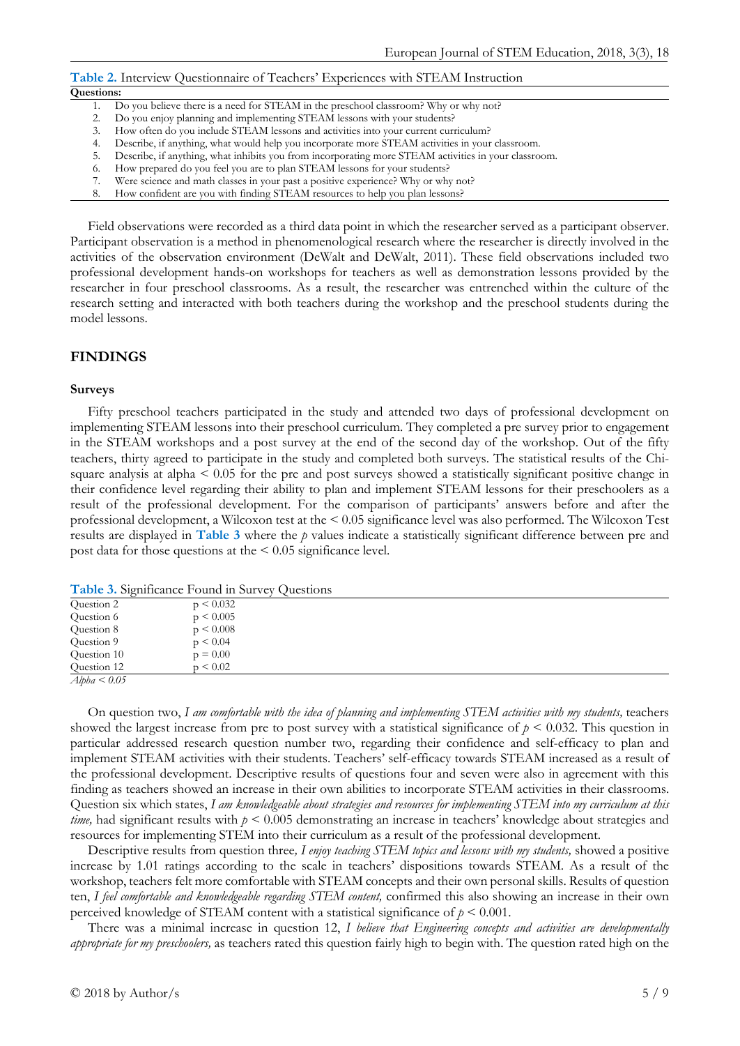**Table 2.** Interview Questionnaire of Teachers' Experiences with STEAM Instruction

**Questions:**

1. Do you believe there is a need for STEAM in the preschool classroom? Why or why not?
2. Do you enjoy planning and implementing STEAM lessons with your students?
3. How often do you include STEAM lessons and activities into your current curriculum?
4. Describe, if anything, what would help you incorporate more STEAM activities in your classroom.
5. Describe, if anything, what inhibits you from incorporating more STEAM activities in your classroom.
6. How prepared do you feel you are to plan STEAM lessons for your students?
7. Were science and math classes in your past a positive experience? Why or why not?
8. How confident are you with finding STEAM resources to help you plan lessons?

Field observations were recorded as a third data point in which the researcher served as a participant observer. Participant observation is a method in phenomenological research where the researcher is directly involved in the activities of the observation environment (DeWalt and DeWalt, 2011). These field observations included two professional development hands-on workshops for teachers as well as demonstration lessons provided by the researcher in four preschool classrooms. As a result, the researcher was entrenched within the culture of the research setting and interacted with both teachers during the workshop and the preschool students during the model lessons.

## FINDINGS

### Surveys

Fifty preschool teachers participated in the study and attended two days of professional development on implementing STEAM lessons into their preschool curriculum. They completed a pre survey prior to engagement in the STEAM workshops and a post survey at the end of the second day of the workshop. Out of the fifty teachers, thirty agreed to participate in the study and completed both surveys. The statistical results of the Chi-square analysis at alpha $< 0.05$ for the pre and post surveys showed a statistically significant positive change in their confidence level regarding their ability to plan and implement STEAM lessons for their preschoolers as a result of the professional development. For the comparison of participants' answers before and after the professional development, a Wilcoxon test at the $< 0.05$ significance level was also performed. The Wilcoxon Test results are displayed in **Table 3** where the $p$ values indicate a statistically significant difference between pre and post data for those questions at the $< 0.05$ significance level.

**Table 3.** Significance Found in Survey Questions

| | |
|---|---|
| Question 2 | $p < 0.032$ |
| Question 6 | $p < 0.005$ |
| Question 8 | $p < 0.008$ |
| Question 9 | $p < 0.04$ |
| Question 10 | $p = 0.00$ |
| Question 12 | $p < 0.02$ |

*Alpha < 0.05*

On question two, *I am comfortable with the idea of planning and implementing STEM activities with my students,* teachers showed the largest increase from pre to post survey with a statistical significance of $p < 0.032$. This question in particular addressed research question number two, regarding their confidence and self-efficacy to plan and implement STEAM activities with their students. Teachers' self-efficacy towards STEAM increased as a result of the professional development. Descriptive results of questions four and seven were also in agreement with this finding as teachers showed an increase in their own abilities to incorporate STEAM activities in their classrooms. Question six which states, *I am knowledgeable about strategies and resources for implementing STEM into my curriculum at this time,* had significant results with $p < 0.005$ demonstrating an increase in teachers' knowledge about strategies and resources for implementing STEM into their curriculum as a result of the professional development.

Descriptive results from question three*, I enjoy teaching STEM topics and lessons with my students,* showed a positive increase by 1.01 ratings according to the scale in teachers' dispositions towards STEAM. As a result of the workshop, teachers felt more comfortable with STEAM concepts and their own personal skills. Results of question ten, *I feel comfortable and knowledgeable regarding STEM content,* confirmed this also showing an increase in their own perceived knowledge of STEAM content with a statistical significance of $p < 0.001$.

There was a minimal increase in question 12, *I believe that Engineering concepts and activities are developmentally appropriate for my preschoolers,* as teachers rated this question fairly high to begin with. The question rated high on the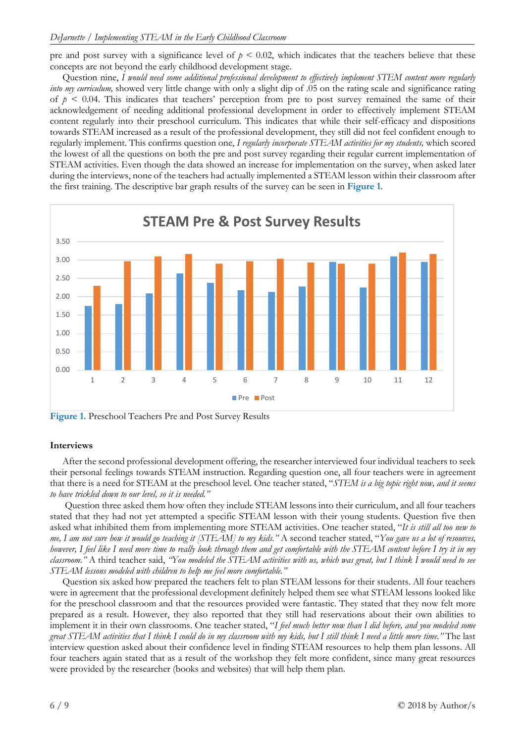pre and post survey with a significance level of $p < 0.02$, which indicates that the teachers believe that these concepts are not beyond the early childhood development stage.

Question nine, *I would need some additional professional development to effectively implement STEM content more regularly into my curriculum,* showed very little change with only a slight dip of .05 on the rating scale and significance rating of $p < 0.04$. This indicates that teachers' perception from pre to post survey remained the same of their acknowledgement of needing additional professional development in order to effectively implement STEAM content regularly into their preschool curriculum. This indicates that while their self-efficacy and dispositions towards STEAM increased as a result of the professional development, they still did not feel confident enough to regularly implement. This confirms question one, *I regularly incorporate STEAM activities for my students,* which scored the lowest of all the questions on both the pre and post survey regarding their regular current implementation of STEAM activities. Even though the data showed an increase for implementation on the survey, when asked later during the interviews, none of the teachers had actually implemented a STEAM lesson within their classroom after the first training. The descriptive bar graph results of the survey can be seen in **Figure 1**.

STEAM Pre & Post Survey Results

3.50
3.00
2.50
2.00
1.50
1.00
0.50
0.00

1 2 3 4 5 6 7 8 9 10 11 12

Pre Post

**Figure 1.** Preschool Teachers Pre and Post Survey Results

### Interviews

After the second professional development offering, the researcher interviewed four individual teachers to seek their personal feelings towards STEAM instruction. Regarding question one, all four teachers were in agreement that there is a need for STEAM at the preschool level. One teacher stated, "*STEM is a big topic right now, and it seems to have trickled down to our level, so it is needed.*"

Question three asked them how often they include STEAM lessons into their curriculum, and all four teachers stated that they had not yet attempted a specific STEAM lesson with their young students. Question five then asked what inhibited them from implementing more STEAM activities. One teacher stated, "*It is still all too new to me, I am not sure how it would go teaching it [STEAM] to my kids.*" A second teacher stated, "*You gave us a lot of resources, however, I feel like I need more time to really look through them and get comfortable with the STEAM content before I try it in my classroom.*" A third teacher said, *"You modeled the STEAM activities with us, which was great, but I think I would need to see STEAM lessons modeled with children to help me feel more comfortable."*

Question six asked how prepared the teachers felt to plan STEAM lessons for their students. All four teachers were in agreement that the professional development definitely helped them see what STEAM lessons looked like for the preschool classroom and that the resources provided were fantastic. They stated that they now felt more prepared as a result. However, they also reported that they still had reservations about their own abilities to implement it in their own classrooms. One teacher stated, "*I feel much better now than I did before, and you modeled some great STEAM activities that I think I could do in my classroom with my kids, but I still think I need a little more time.*" The last interview question asked about their confidence level in finding STEAM resources to help them plan lessons. All four teachers again stated that as a result of the workshop they felt more confident, since many great resources were provided by the researcher (books and websites) that will help them plan.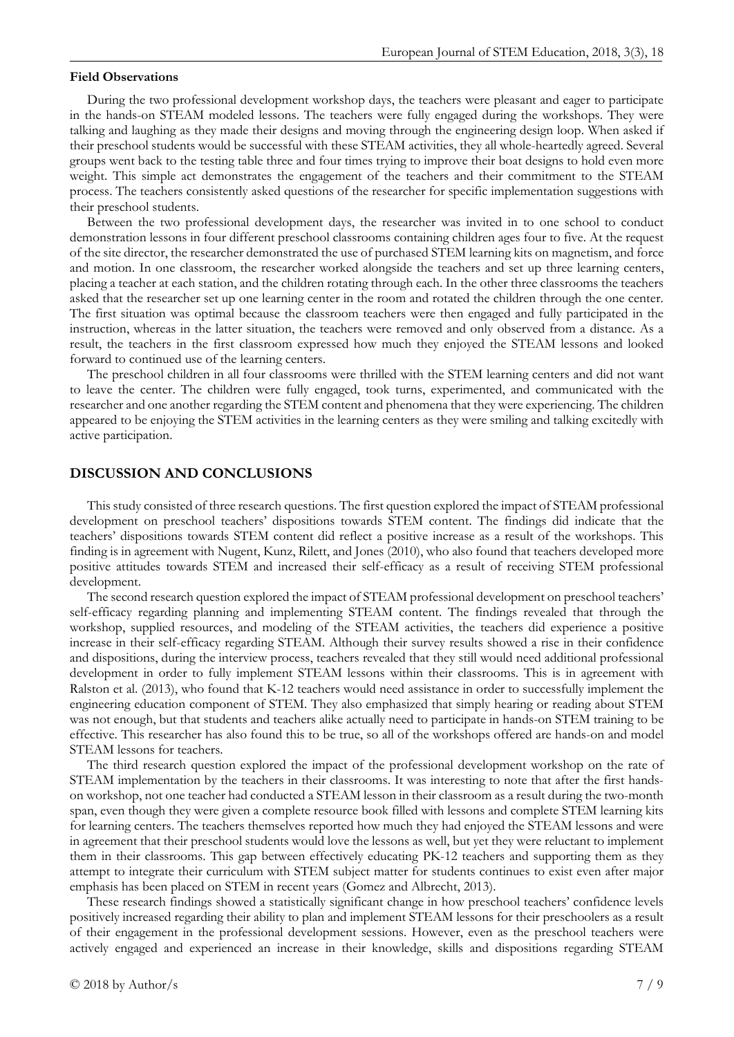#### Field Observations

During the two professional development workshop days, the teachers were pleasant and eager to participate in the hands-on STEAM modeled lessons. The teachers were fully engaged during the workshops. They were talking and laughing as they made their designs and moving through the engineering design loop. When asked if their preschool students would be successful with these STEAM activities, they all whole-heartedly agreed. Several groups went back to the testing table three and four times trying to improve their boat designs to hold even more weight. This simple act demonstrates the engagement of the teachers and their commitment to the STEAM process. The teachers consistently asked questions of the researcher for specific implementation suggestions with their preschool students.

Between the two professional development days, the researcher was invited in to one school to conduct demonstration lessons in four different preschool classrooms containing children ages four to five. At the request of the site director, the researcher demonstrated the use of purchased STEM learning kits on magnetism, and force and motion. In one classroom, the researcher worked alongside the teachers and set up three learning centers, placing a teacher at each station, and the children rotating through each. In the other three classrooms the teachers asked that the researcher set up one learning center in the room and rotated the children through the one center. The first situation was optimal because the classroom teachers were then engaged and fully participated in the instruction, whereas in the latter situation, the teachers were removed and only observed from a distance. As a result, the teachers in the first classroom expressed how much they enjoyed the STEAM lessons and looked forward to continued use of the learning centers.

The preschool children in all four classrooms were thrilled with the STEM learning centers and did not want to leave the center. The children were fully engaged, took turns, experimented, and communicated with the researcher and one another regarding the STEM content and phenomena that they were experiencing. The children appeared to be enjoying the STEM activities in the learning centers as they were smiling and talking excitedly with active participation.

## DISCUSSION AND CONCLUSIONS

This study consisted of three research questions. The first question explored the impact of STEAM professional development on preschool teachers' dispositions towards STEM content. The findings did indicate that the teachers' dispositions towards STEM content did reflect a positive increase as a result of the workshops. This finding is in agreement with Nugent, Kunz, Rilett, and Jones (2010), who also found that teachers developed more positive attitudes towards STEM and increased their self-efficacy as a result of receiving STEM professional development.

The second research question explored the impact of STEAM professional development on preschool teachers' self-efficacy regarding planning and implementing STEAM content. The findings revealed that through the workshop, supplied resources, and modeling of the STEAM activities, the teachers did experience a positive increase in their self-efficacy regarding STEAM. Although their survey results showed a rise in their confidence and dispositions, during the interview process, teachers revealed that they still would need additional professional development in order to fully implement STEAM lessons within their classrooms. This is in agreement with Ralston et al. (2013), who found that K-12 teachers would need assistance in order to successfully implement the engineering education component of STEM. They also emphasized that simply hearing or reading about STEM was not enough, but that students and teachers alike actually need to participate in hands-on STEM training to be effective. This researcher has also found this to be true, so all of the workshops offered are hands-on and model STEAM lessons for teachers.

The third research question explored the impact of the professional development workshop on the rate of STEAM implementation by the teachers in their classrooms. It was interesting to note that after the first hands-on workshop, not one teacher had conducted a STEAM lesson in their classroom as a result during the two-month span, even though they were given a complete resource book filled with lessons and complete STEM learning kits for learning centers. The teachers themselves reported how much they had enjoyed the STEAM lessons and were in agreement that their preschool students would love the lessons as well, but yet they were reluctant to implement them in their classrooms. This gap between effectively educating PK-12 teachers and supporting them as they attempt to integrate their curriculum with STEM subject matter for students continues to exist even after major emphasis has been placed on STEM in recent years (Gomez and Albrecht, 2013).

These research findings showed a statistically significant change in how preschool teachers' confidence levels positively increased regarding their ability to plan and implement STEAM lessons for their preschoolers as a result of their engagement in the professional development sessions. However, even as the preschool teachers were actively engaged and experienced an increase in their knowledge, skills and dispositions regarding STEAM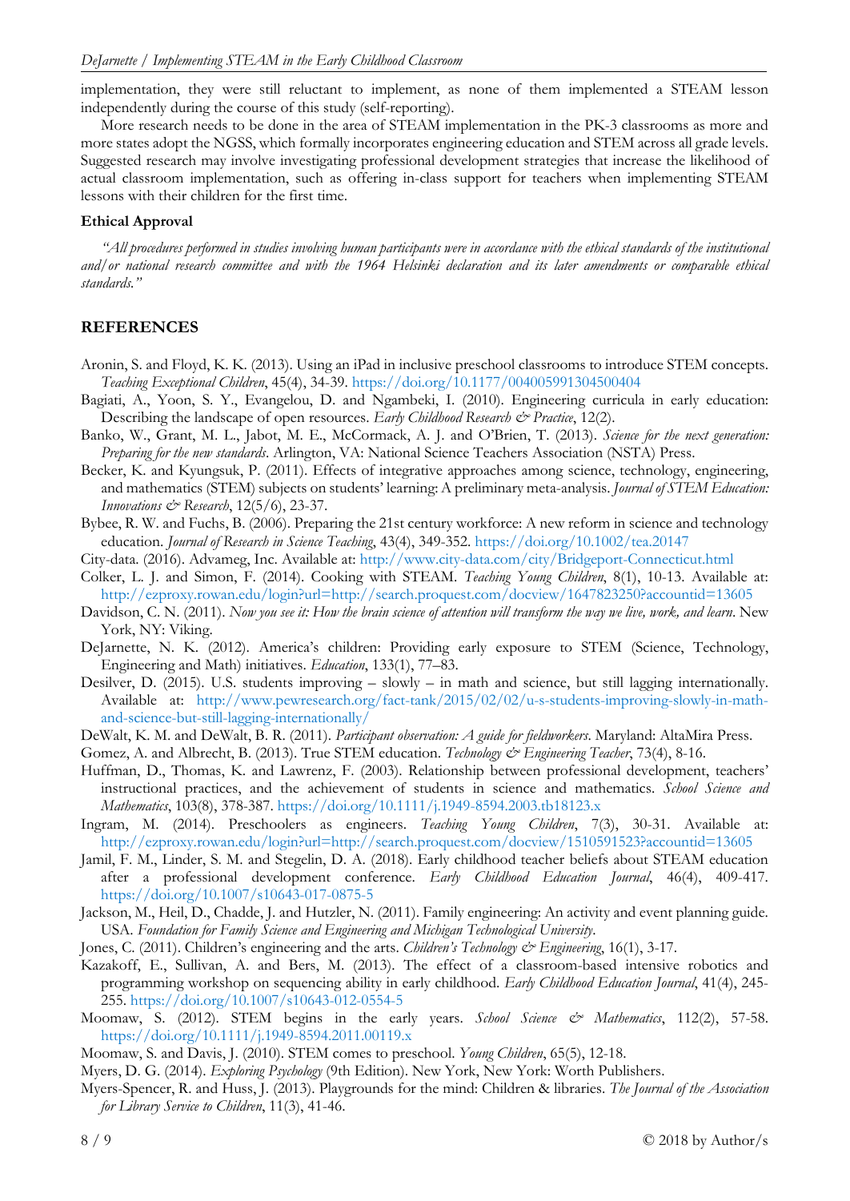implementation, they were still reluctant to implement, as none of them implemented a STEAM lesson independently during the course of this study (self-reporting).

More research needs to be done in the area of STEAM implementation in the PK-3 classrooms as more and more states adopt the NGSS, which formally incorporates engineering education and STEM across all grade levels. Suggested research may involve investigating professional development strategies that increase the likelihood of actual classroom implementation, such as offering in-class support for teachers when implementing STEAM lessons with their children for the first time.

### Ethical Approval

*"All procedures performed in studies involving human participants were in accordance with the ethical standards of the institutional and/or national research committee and with the 1964 Helsinki declaration and its later amendments or comparable ethical standards."*

## REFERENCES

Aronin, S. and Floyd, K. K. (2013). Using an iPad in inclusive preschool classrooms to introduce STEM concepts. *Teaching Exceptional Children*, 45(4), 34-39. https://doi.org/10.1177/004005991304500404

Bagiati, A., Yoon, S. Y., Evangelou, D. and Ngambeki, I. (2010). Engineering curricula in early education: Describing the landscape of open resources. *Early Childhood Research & Practice*, 12(2).

Banko, W., Grant, M. L., Jabot, M. E., McCormack, A. J. and O'Brien, T. (2013). *Science for the next generation: Preparing for the new standards*. Arlington, VA: National Science Teachers Association (NSTA) Press.

Becker, K. and Kyungsuk, P. (2011). Effects of integrative approaches among science, technology, engineering, and mathematics (STEM) subjects on students' learning: A preliminary meta-analysis. *Journal of STEM Education: Innovations & Research*, 12(5/6), 23-37.

Bybee, R. W. and Fuchs, B. (2006). Preparing the 21st century workforce: A new reform in science and technology education. *Journal of Research in Science Teaching*, 43(4), 349-352. https://doi.org/10.1002/tea.20147

City-data. (2016). Advameg, Inc. Available at: http://www.city-data.com/city/Bridgeport-Connecticut.html

Colker, L. J. and Simon, F. (2014). Cooking with STEAM. *Teaching Young Children*, 8(1), 10-13. Available at: http://ezproxy.rowan.edu/login?url=http://search.proquest.com/docview/1647823250?accountid=13605

Davidson, C. N. (2011). *Now you see it: How the brain science of attention will transform the way we live, work, and learn*. New York, NY: Viking.

DeJarnette, N. K. (2012). America's children: Providing early exposure to STEM (Science, Technology, Engineering and Math) initiatives. *Education*, 133(1), 77–83.

Desilver, D. (2015). U.S. students improving – slowly – in math and science, but still lagging internationally. Available at: http://www.pewresearch.org/fact-tank/2015/02/02/u-s-students-improving-slowly-in-math-and-science-but-still-lagging-internationally/

DeWalt, K. M. and DeWalt, B. R. (2011). *Participant observation: A guide for fieldworkers*. Maryland: AltaMira Press.

Gomez, A. and Albrecht, B. (2013). True STEM education. *Technology & Engineering Teacher*, 73(4), 8-16.

Huffman, D., Thomas, K. and Lawrenz, F. (2003). Relationship between professional development, teachers' instructional practices, and the achievement of students in science and mathematics. *School Science and Mathematics*, 103(8), 378-387. https://doi.org/10.1111/j.1949-8594.2003.tb18123.x

Ingram, M. (2014). Preschoolers as engineers. *Teaching Young Children*, 7(3), 30-31. Available at: http://ezproxy.rowan.edu/login?url=http://search.proquest.com/docview/1510591523?accountid=13605

Jamil, F. M., Linder, S. M. and Stegelin, D. A. (2018). Early childhood teacher beliefs about STEAM education after a professional development conference. *Early Childhood Education Journal*, 46(4), 409-417. https://doi.org/10.1007/s10643-017-0875-5

Jackson, M., Heil, D., Chadde, J. and Hutzler, N. (2011). Family engineering: An activity and event planning guide. USA. *Foundation for Family Science and Engineering and Michigan Technological University*.

Jones, C. (2011). Children's engineering and the arts. *Children's Technology & Engineering*, 16(1), 3-17.

Kazakoff, E., Sullivan, A. and Bers, M. (2013). The effect of a classroom-based intensive robotics and programming workshop on sequencing ability in early childhood. *Early Childhood Education Journal*, 41(4), 245-255. https://doi.org/10.1007/s10643-012-0554-5

Moomaw, S. (2012). STEM begins in the early years. *School Science & Mathematics*, 112(2), 57-58. https://doi.org/10.1111/j.1949-8594.2011.00119.x

Moomaw, S. and Davis, J. (2010). STEM comes to preschool. *Young Children*, 65(5), 12-18.

Myers, D. G. (2014). *Exploring Psychology* (9th Edition). New York, New York: Worth Publishers.

Myers-Spencer, R. and Huss, J. (2013). Playgrounds for the mind: Children & libraries. *The Journal of the Association for Library Service to Children*, 11(3), 41-46.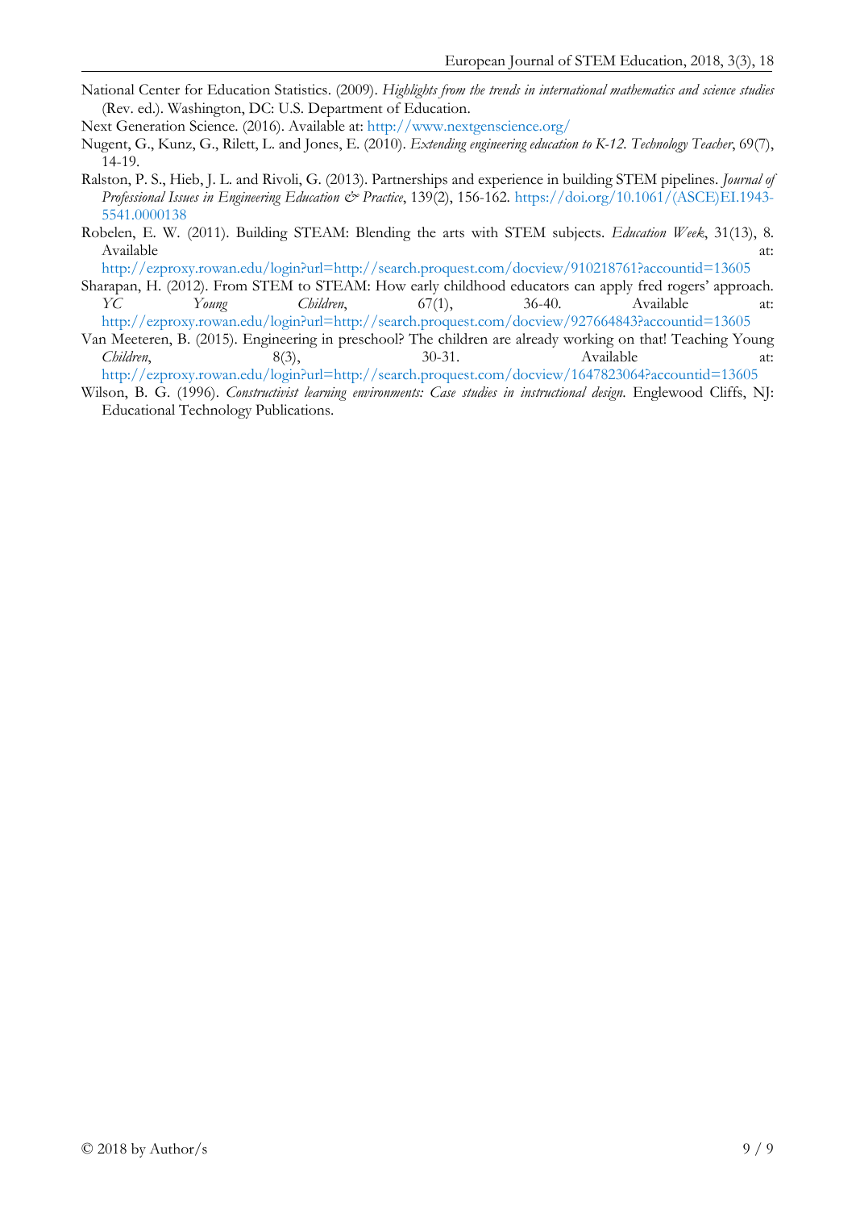National Center for Education Statistics. (2009). *Highlights from the trends in international mathematics and science studies* (Rev. ed.). Washington, DC: U.S. Department of Education.

Next Generation Science. (2016). Available at: http://www.nextgenscience.org/

Nugent, G., Kunz, G., Rilett, L. and Jones, E. (2010). *Extending engineering education to K-12. Technology Teacher*, 69(7), 14-19.

Ralston, P. S., Hieb, J. L. and Rivoli, G. (2013). Partnerships and experience in building STEM pipelines. *Journal of Professional Issues in Engineering Education & Practice*, 139(2), 156-162. https://doi.org/10.1061/(ASCE)EI.1943-5541.0000138

Robelen, E. W. (2011). Building STEAM: Blending the arts with STEM subjects. *Education Week*, 31(13), 8. Available at: http://ezproxy.rowan.edu/login?url=http://search.proquest.com/docview/910218761?accountid=13605

Sharapan, H. (2012). From STEM to STEAM: How early childhood educators can apply fred rogers' approach. *YC Young Children*, 67(1), 36-40. Available at: http://ezproxy.rowan.edu/login?url=http://search.proquest.com/docview/927664843?accountid=13605

Van Meeteren, B. (2015). Engineering in preschool? The children are already working on that! Teaching Young *Children*, 8(3), 30-31. Available at: http://ezproxy.rowan.edu/login?url=http://search.proquest.com/docview/1647823064?accountid=13605

Wilson, B. G. (1996). *Constructivist learning environments: Case studies in instructional design*. Englewood Cliffs, NJ: Educational Technology Publications.